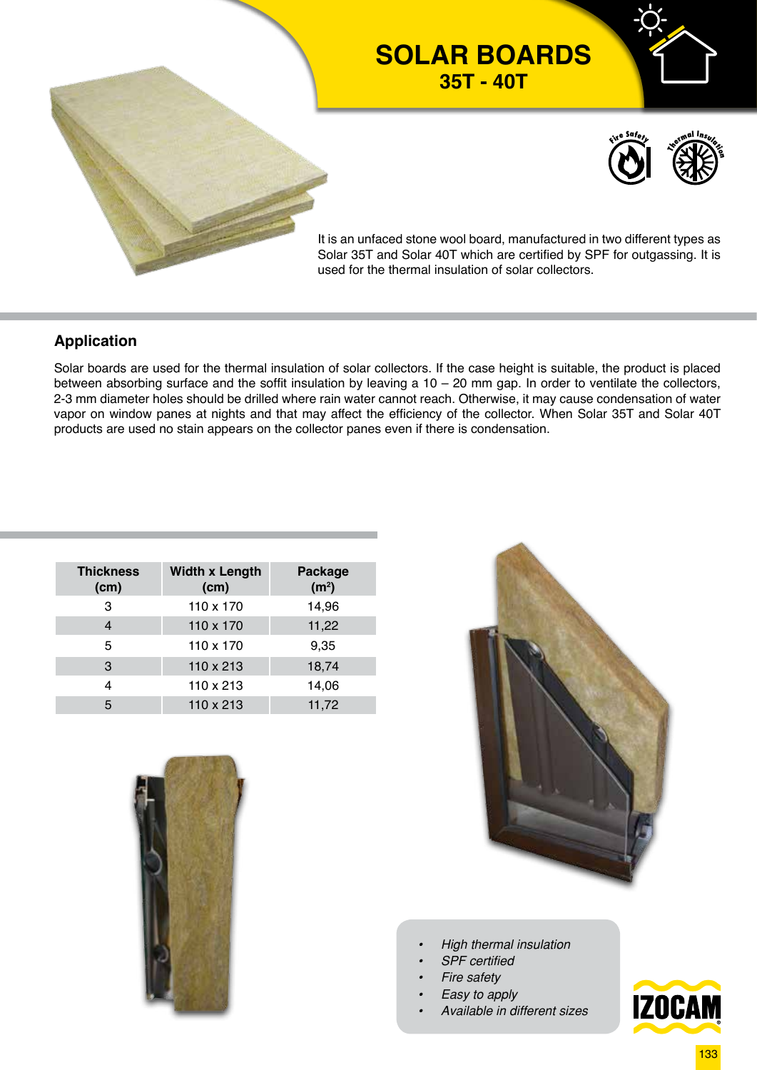# SOLAR BOARDS

## 35T - 40T

It is an unfaced stone wool board, manufactured in two different types as Solar 35T and Solar 40T which are certified by SPF for outgassing. It is used for the thermal insulation of solar collectors.

### Application

Solar boards are used for the thermal insulation of solar collectors. If the case height is suitable, the product is placed between absorbing surface and the soffit insulation by leaving a 10 – 20 mm gap. In order to ventilate the collectors, 2-3 mm diameter holes should be drilled where rain water cannot reach. Otherwise, it may cause condensation of water vapor on window panes at nights and that may affect the efficiency of the collector. When Solar 35T and Solar 40T products are used no stain appears on the collector panes even if there is condensation.

| Thickness (cm) | Width x Length (cm) | Package ($m^2$) |
|---|---|---|
| 3 | 110 x 170 | 14,96 |
| 4 | 110 x 170 | 11,22 |
| 5 | 110 x 170 | 9,35 |
| 3 | 110 x 213 | 18,74 |
| 4 | 110 x 213 | 14,06 |
| 5 | 110 x 213 | 11,72 |

- *High thermal insulation*
- *SPF certified*
- *Fire safety*
- *Easy to apply*
- *Available in different sizes*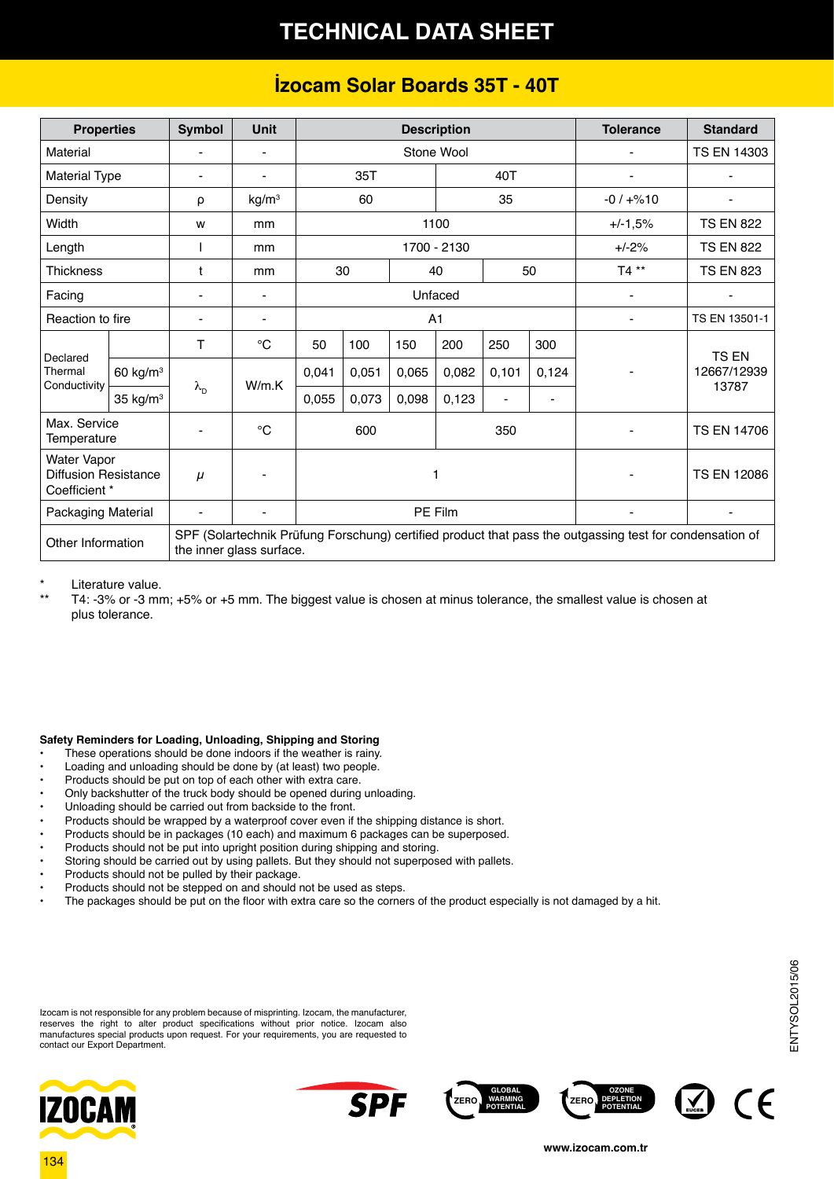# TECHNICAL DATA SHEET

## İzocam Solar Boards 35T - 40T

| Properties | | Symbol | Unit | Description | | | | | | Tolerance | Standard |
|---|---|---|---|---|---|---|---|---|---|---|---|
| Material | | - | - | Stone Wool | | | | | | - | TS EN 14303 |
| Material Type | | - | - | 35T | | | 40T | | | - | - |
| Density | | ρ | kg/m³ | 60 | | | 35 | | | -0 / +%10 | - |
| Width | | w | mm | 1100 | | | | | | +/-1,5% | TS EN 822 |
| Length | | l | mm | 1700 - 2130 | | | | | | +/-2% | TS EN 822 |
| Thickness | | t | mm | 30 | | 40 | | 50 | | T4 ** | TS EN 823 |
| Facing | | - | - | Unfaced | | | | | | - | - |
| Reaction to fire | | - | - | A1 | | | | | | - | TS EN 13501-1 |
| Declared Thermal Conductivity | | T | °C | 50 | 100 | 150 | 200 | 250 | 300 | - | TS EN 12667/12939 13787 |
| | 60 kg/m³ | $\lambda_D$ | W/m.K | 0,041 | 0,051 | 0,065 | 0,082 | 0,101 | 0,124 | | |
| | 35 kg/m³ | | | 0,055 | 0,073 | 0,098 | 0,123 | - | - | | |
| Max. Service Temperature | | - | °C | 600 | | | 350 | | | - | TS EN 14706 |
| Water Vapor Diffusion Resistance Coefficient * | | $\mu$ | - | 1 | | | | | | - | TS EN 12086 |
| Packaging Material | | - | - | PE Film | | | | | | - | - |
| Other Information | | SPF (Solartechnik Prüfung Forschung) certified product that pass the outgassing test for condensation of the inner glass surface. | | | | | | | | | |

\* Literature value.

** T4: -3% or -3 mm; +5% or +5 mm. The biggest value is chosen at minus tolerance, the smallest value is chosen at plus tolerance.

**Safety Reminders for Loading, Unloading, Shipping and Storing**

- These operations should be done indoors if the weather is rainy.
- Loading and unloading should be done by (at least) two people.
- Products should be put on top of each other with extra care.
- Only backshutter of the truck body should be opened during unloading.
- Unloading should be carried out from backside to the front.
- Products should be wrapped by a waterproof cover even if the shipping distance is short.
- Products should be in packages (10 each) and maximum 6 packages can be superposed.
- Products should not be put into upright position during shipping and storing.
- Storing should be carried out by using pallets. But they should not superposed with pallets.
- Products should not be pulled by their package.
- Products should not be stepped on and should not be used as steps.
- The packages should be put on the floor with extra care so the corners of the product especially is not damaged by a hit.

Izocam is not responsible for any problem because of misprinting. Izocam, the manufacturer, reserves the right to alter product specifications without prior notice. Izocam also manufactures special products upon request. For your requirements, you are requested to contact our Export Department.

ENTYSOL2015/06

IZOCAM SPF ZERO GLOBAL WARMING POTENTIAL ZERO OZONE DEPLETION POTENTIAL EUCEB CE

www.izocam.com.tr